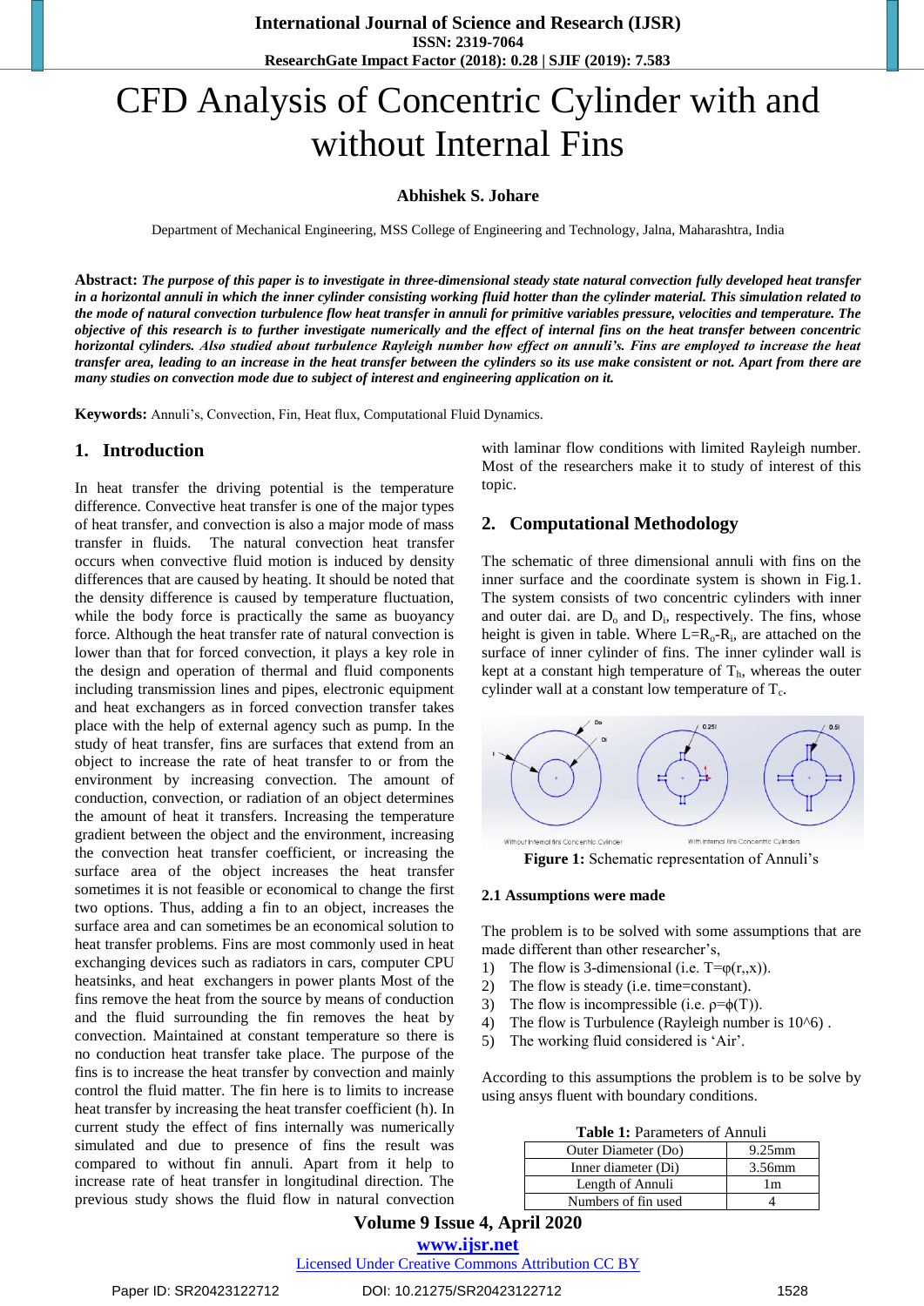# CFD Analysis of Concentric Cylinder with and without Internal Fins

**Abhishek S. Johare**

Department of Mechanical Engineering, MSS College of Engineering and Technology, Jalna, Maharashtra, India

**Abstract:** ***The purpose of this paper is to investigate in three-dimensional steady state natural convection fully developed heat transfer in a horizontal annuli in which the inner cylinder consisting working fluid hotter than the cylinder material. This simulation related to the mode of natural convection turbulence flow heat transfer in annuli for primitive variables pressure, velocities and temperature. The objective of this research is to further investigate numerically and the effect of internal fins on the heat transfer between concentric horizontal cylinders. Also studied about turbulence Rayleigh number how effect on annuli's. Fins are employed to increase the heat transfer area, leading to an increase in the heat transfer between the cylinders so its use make consistent or not. Apart from there are many studies on convection mode due to subject of interest and engineering application on it.***

**Keywords:** Annuli's, Convection, Fin, Heat flux, Computational Fluid Dynamics.

## 1. Introduction

In heat transfer the driving potential is the temperature difference. Convective heat transfer is one of the major types of heat transfer, and convection is also a major mode of mass transfer in fluids. The natural convection heat transfer occurs when convective fluid motion is induced by density differences that are caused by heating. It should be noted that the density difference is caused by temperature fluctuation, while the body force is practically the same as buoyancy force. Although the heat transfer rate of natural convection is lower than that for forced convection, it plays a key role in the design and operation of thermal and fluid components including transmission lines and pipes, electronic equipment and heat exchangers as in forced convection transfer takes place with the help of external agency such as pump. In the study of heat transfer, fins are surfaces that extend from an object to increase the rate of heat transfer to or from the environment by increasing convection. The amount of conduction, convection, or radiation of an object determines the amount of heat it transfers. Increasing the temperature gradient between the object and the environment, increasing the convection heat transfer coefficient, or increasing the surface area of the object increases the heat transfer sometimes it is not feasible or economical to change the first two options. Thus, adding a fin to an object, increases the surface area and can sometimes be an economical solution to heat transfer problems. Fins are most commonly used in heat exchanging devices such as radiators in cars, computer CPU heatsinks, and heat exchangers in power plants Most of the fins remove the heat from the source by means of conduction and the fluid surrounding the fin removes the heat by convection. Maintained at constant temperature so there is no conduction heat transfer take place. The purpose of the fins is to increase the heat transfer by convection and mainly control the fluid matter. The fin here is to limits to increase heat transfer by increasing the heat transfer coefficient (h). In current study the effect of fins internally was numerically simulated and due to presence of fins the result was compared to without fin annuli. Apart from it help to increase rate of heat transfer in longitudinal direction. The previous study shows the fluid flow in natural convection with laminar flow conditions with limited Rayleigh number. Most of the researchers make it to study of interest of this topic.

## 2. Computational Methodology

The schematic of three dimensional annuli with fins on the inner surface and the coordinate system is shown in Fig.1. The system consists of two concentric cylinders with inner and outer dai. are $D_o$ and $D_i$, respectively. The fins, whose height is given in table. Where $L=R_o-R_i$, are attached on the surface of inner cylinder of fins. The inner cylinder wall is kept at a constant high temperature of $T_h$, whereas the outer cylinder wall at a constant low temperature of $T_c$.

**Figure 1:** Schematic representation of Annuli's

### 2.1 Assumptions were made

The problem is to be solved with some assumptions that are made different than other researcher's,

1) The flow is 3-dimensional (i.e. $T=\varphi(r,,x)$).
2) The flow is steady (i.e. time=constant).
3) The flow is incompressible (i.e. $\rho=\phi(T)$).
4) The flow is Turbulence (Rayleigh number is 10^6) .
5) The working fluid considered is 'Air'.

According to this assumptions the problem is to be solve by using ansys fluent with boundary conditions.

**Table 1:** Parameters of Annuli

| Outer Diameter (Do) | 9.25mm |
|---|---|
| Inner diameter (Di) | 3.56mm |
| Length of Annuli | 1m |
| Numbers of fin used | 4 |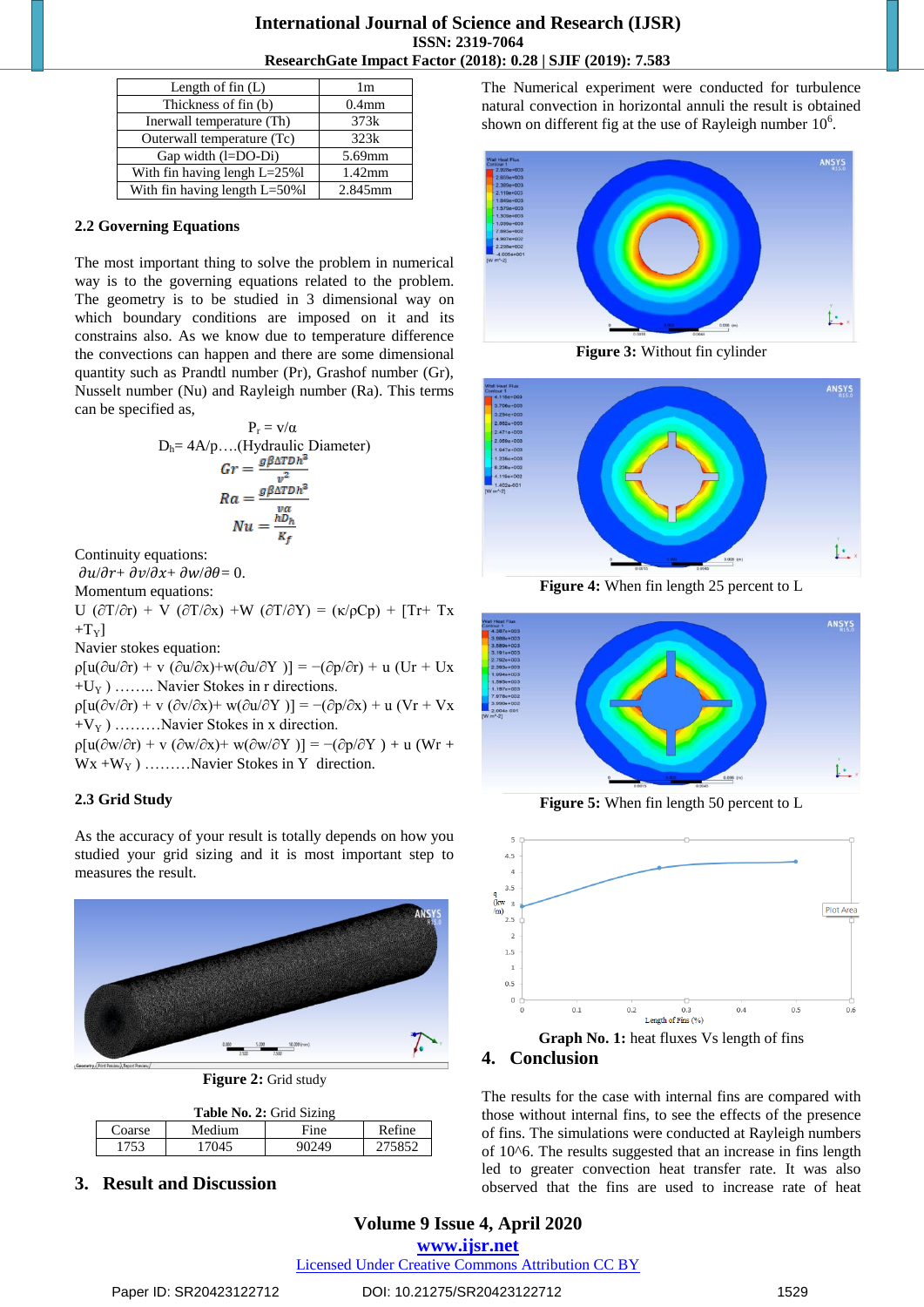| Length of fin (L) | 1m |
|---|---|
| Thickness of fin (b) | 0.4mm |
| Inerwall temperature (Th) | 373k |
| Outerwall temperature (Tc) | 323k |
| Gap width (l=DO-Di) | 5.69mm |
| With fin having length L=25%l | 1.42mm |
| With fin having length L=50%l | 2.845mm |

### 2.2 Governing Equations

The most important thing to solve the problem in numerical way is to the governing equations related to the problem. The geometry is to be studied in 3 dimensional way on which boundary conditions are imposed on it and its constrains also. As we know due to temperature difference the convections can happen and there are some dimensional quantity such as Prandtl number (Pr), Grashof number (Gr), Nusselt number (Nu) and Rayleigh number (Ra). This terms can be specified as,

$$P_r = v/\alpha$$

$D_h$= 4A/p….(Hydraulic Diameter)

$$Gr = \frac{g\beta\Delta TDh^3}{v^2}$$

$$Ra = \frac{g\beta\Delta TDh^3}{v\alpha}$$

$$Nu = \frac{hD_h}{K_f}$$

Continuity equations:

$\partial u/\partial r + \partial v/\partial x + \partial w/\partial\theta = 0.$

Momentum equations:

U (∂T/∂r) + V (∂T/∂x) +W (∂T/∂Y) = (κ/ρCp) + [Tr+ Tx +$T_Y$]

Navier stokes equation:

ρ[u(∂u/∂r) + v (∂u/∂x)+w(∂u/∂Y )] = −(∂p/∂r) + u (Ur + Ux +$U_Y$ ) …….. Navier Stokes in r directions.

ρ[u(∂v/∂r) + v (∂v/∂x)+ w(∂u/∂Y )] = −(∂p/∂x) + u (Vr + Vx +$V_Y$ ) ………Navier Stokes in x direction.

ρ[u(∂w/∂r) + v (∂w/∂x)+ w(∂w/∂Y )] = −(∂p/∂Y ) + u (Wr + Wx +$W_Y$ ) ………Navier Stokes in Y direction.

### 2.3 Grid Study

As the accuracy of your result is totally depends on how you studied your grid sizing and it is most important step to measures the result.

**Figure 2:** Grid study

**Table No. 2:** Grid Sizing

| Coarse | Medium | Fine | Refine |
|---|---|---|---|
| 1753 | 17045 | 90249 | 275852 |

## 3. Result and Discussion

The Numerical experiment were conducted for turbulence natural convection in horizontal annuli the result is obtained shown on different fig at the use of Rayleigh number $10^6$.

**Figure 3:** Without fin cylinder

**Figure 4:** When fin length 25 percent to L

**Figure 5:** When fin length 50 percent to L

**Graph No. 1:** heat fluxes Vs length of fins

## 4. Conclusion

The results for the case with internal fins are compared with those without internal fins, to see the effects of the presence of fins. The simulations were conducted at Rayleigh numbers of 10^6. The results suggested that an increase in fins length led to greater convection heat transfer rate. It was also observed that the fins are used to increase rate of heat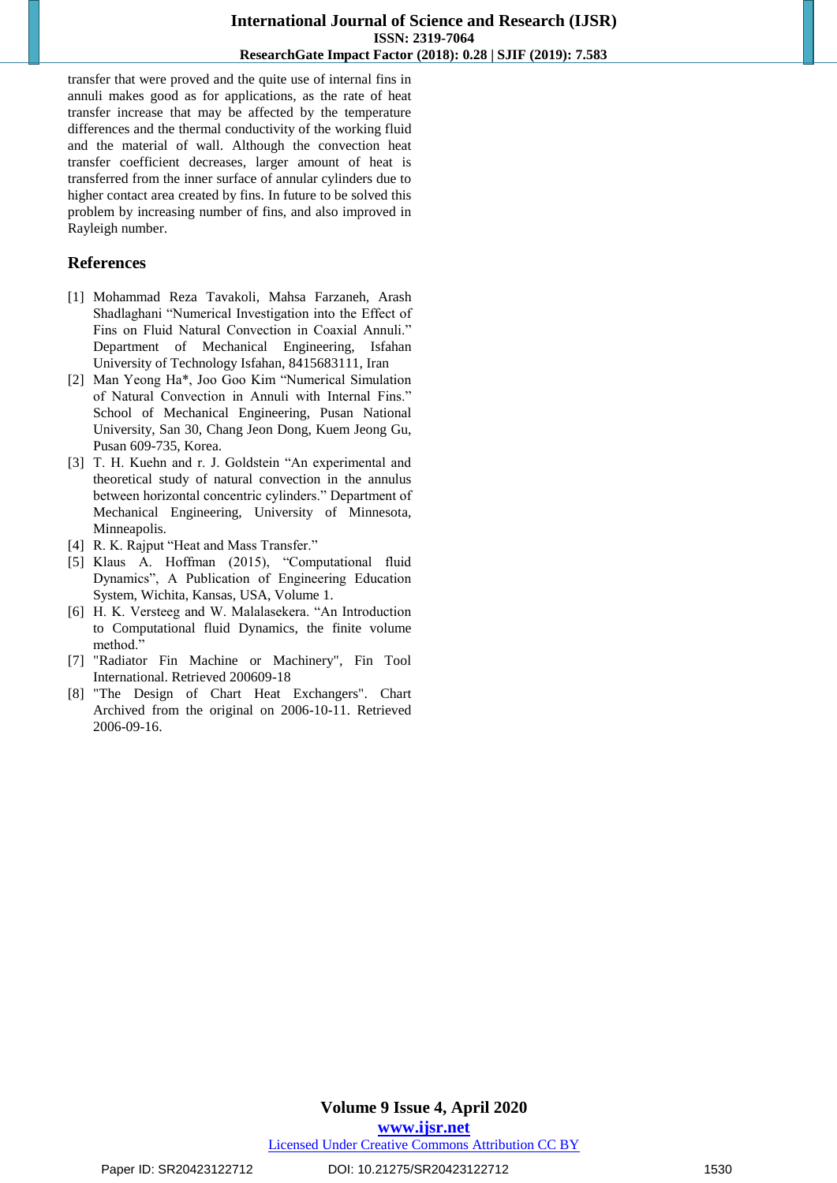transfer that were proved and the quite use of internal fins in annuli makes good as for applications, as the rate of heat transfer increase that may be affected by the temperature differences and the thermal conductivity of the working fluid and the material of wall. Although the convection heat transfer coefficient decreases, larger amount of heat is transferred from the inner surface of annular cylinders due to higher contact area created by fins. In future to be solved this problem by increasing number of fins, and also improved in Rayleigh number.

## References

[1] Mohammad Reza Tavakoli, Mahsa Farzaneh, Arash Shadlaghani "Numerical Investigation into the Effect of Fins on Fluid Natural Convection in Coaxial Annuli." Department of Mechanical Engineering, Isfahan University of Technology Isfahan, 8415683111, Iran

[2] Man Yeong Ha*, Joo Goo Kim "Numerical Simulation of Natural Convection in Annuli with Internal Fins." School of Mechanical Engineering, Pusan National University, San 30, Chang Jeon Dong, Kuem Jeong Gu, Pusan 609-735, Korea.

[3] T. H. Kuehn and r. J. Goldstein "An experimental and theoretical study of natural convection in the annulus between horizontal concentric cylinders." Department of Mechanical Engineering, University of Minnesota, Minneapolis.

[4] R. K. Rajput "Heat and Mass Transfer."

[5] Klaus A. Hoffman (2015), "Computational fluid Dynamics", A Publication of Engineering Education System, Wichita, Kansas, USA, Volume 1.

[6] H. K. Versteeg and W. Malalasekera. "An Introduction to Computational fluid Dynamics, the finite volume method."

[7] "Radiator Fin Machine or Machinery", Fin Tool International. Retrieved 200609-18

[8] "The Design of Chart Heat Exchangers". Chart Archived from the original on 2006-10-11. Retrieved 2006-09-16.